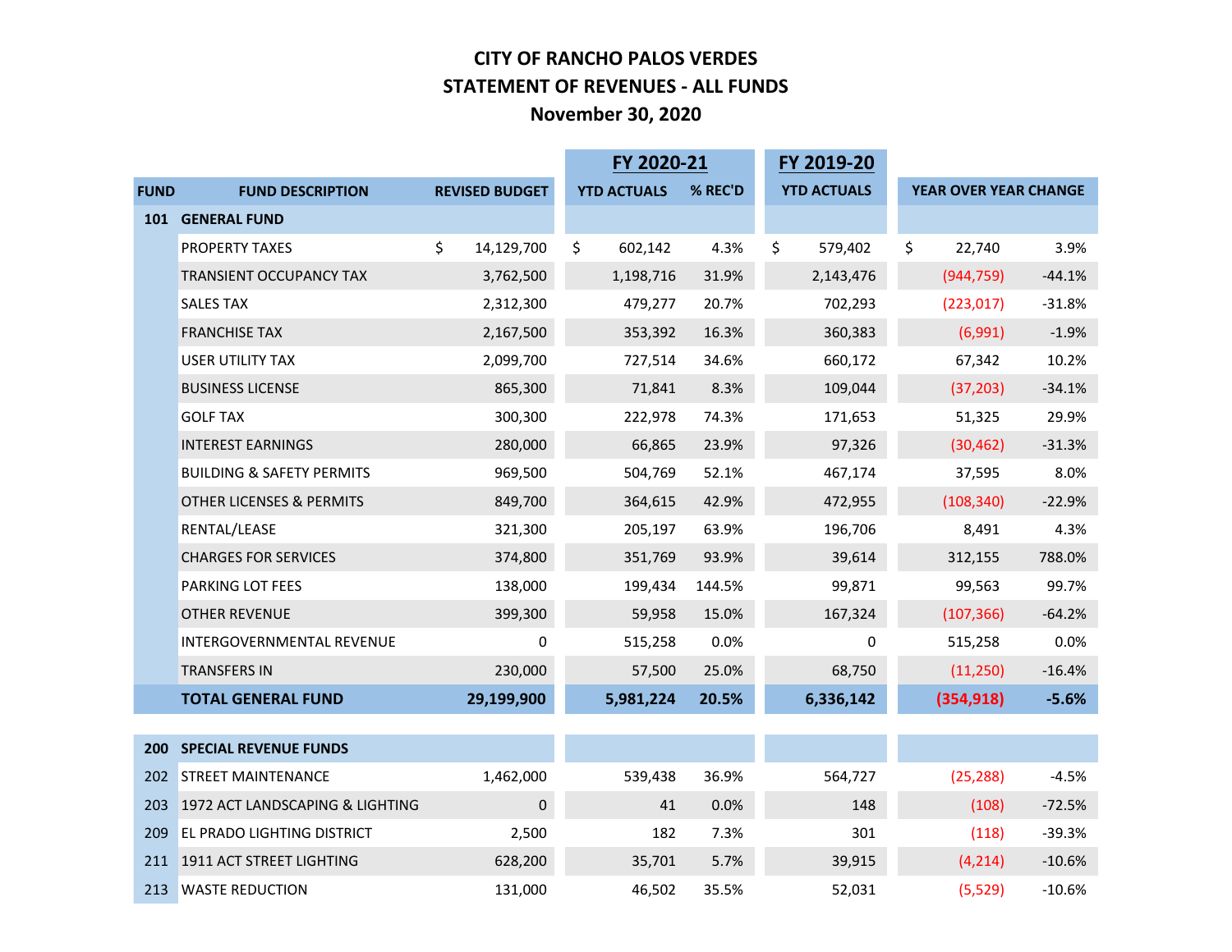# CITY OF RANCHO PALOS VERDES
## STATEMENT OF REVENUES - ALL FUNDS
### November 30, 2020

| FUND | FUND DESCRIPTION | REVISED BUDGET | FY 2020-21 YTD ACTUALS | FY 2020-21 % REC'D | FY 2019-20 YTD ACTUALS | YEAR OVER YEAR CHANGE | |
|---|---|---|---|---|---|---|---|
| **101** | **GENERAL FUND** | | | | | | |
| | PROPERTY TAXES | $ 14,129,700 | $ 602,142 | 4.3% | $ 579,402 | $ 22,740 | 3.9% |
| | TRANSIENT OCCUPANCY TAX | 3,762,500 | 1,198,716 | 31.9% | 2,143,476 | (944,759) | -44.1% |
| | SALES TAX | 2,312,300 | 479,277 | 20.7% | 702,293 | (223,017) | -31.8% |
| | FRANCHISE TAX | 2,167,500 | 353,392 | 16.3% | 360,383 | (6,991) | -1.9% |
| | USER UTILITY TAX | 2,099,700 | 727,514 | 34.6% | 660,172 | 67,342 | 10.2% |
| | BUSINESS LICENSE | 865,300 | 71,841 | 8.3% | 109,044 | (37,203) | -34.1% |
| | GOLF TAX | 300,300 | 222,978 | 74.3% | 171,653 | 51,325 | 29.9% |
| | INTEREST EARNINGS | 280,000 | 66,865 | 23.9% | 97,326 | (30,462) | -31.3% |
| | BUILDING & SAFETY PERMITS | 969,500 | 504,769 | 52.1% | 467,174 | 37,595 | 8.0% |
| | OTHER LICENSES & PERMITS | 849,700 | 364,615 | 42.9% | 472,955 | (108,340) | -22.9% |
| | RENTAL/LEASE | 321,300 | 205,197 | 63.9% | 196,706 | 8,491 | 4.3% |
| | CHARGES FOR SERVICES | 374,800 | 351,769 | 93.9% | 39,614 | 312,155 | 788.0% |
| | PARKING LOT FEES | 138,000 | 199,434 | 144.5% | 99,871 | 99,563 | 99.7% |
| | OTHER REVENUE | 399,300 | 59,958 | 15.0% | 167,324 | (107,366) | -64.2% |
| | INTERGOVERNMENTAL REVENUE | 0 | 515,258 | 0.0% | 0 | 515,258 | 0.0% |
| | TRANSFERS IN | 230,000 | 57,500 | 25.0% | 68,750 | (11,250) | -16.4% |
| | **TOTAL GENERAL FUND** | **29,199,900** | **5,981,224** | **20.5%** | **6,336,142** | **(354,918)** | **-5.6%** |
| **200** | **SPECIAL REVENUE FUNDS** | | | | | | |
| 202 | STREET MAINTENANCE | 1,462,000 | 539,438 | 36.9% | 564,727 | (25,288) | -4.5% |
| 203 | 1972 ACT LANDSCAPING & LIGHTING | 0 | 41 | 0.0% | 148 | (108) | -72.5% |
| 209 | EL PRADO LIGHTING DISTRICT | 2,500 | 182 | 7.3% | 301 | (118) | -39.3% |
| 211 | 1911 ACT STREET LIGHTING | 628,200 | 35,701 | 5.7% | 39,915 | (4,214) | -10.6% |
| 213 | WASTE REDUCTION | 131,000 | 46,502 | 35.5% | 52,031 | (5,529) | -10.6% |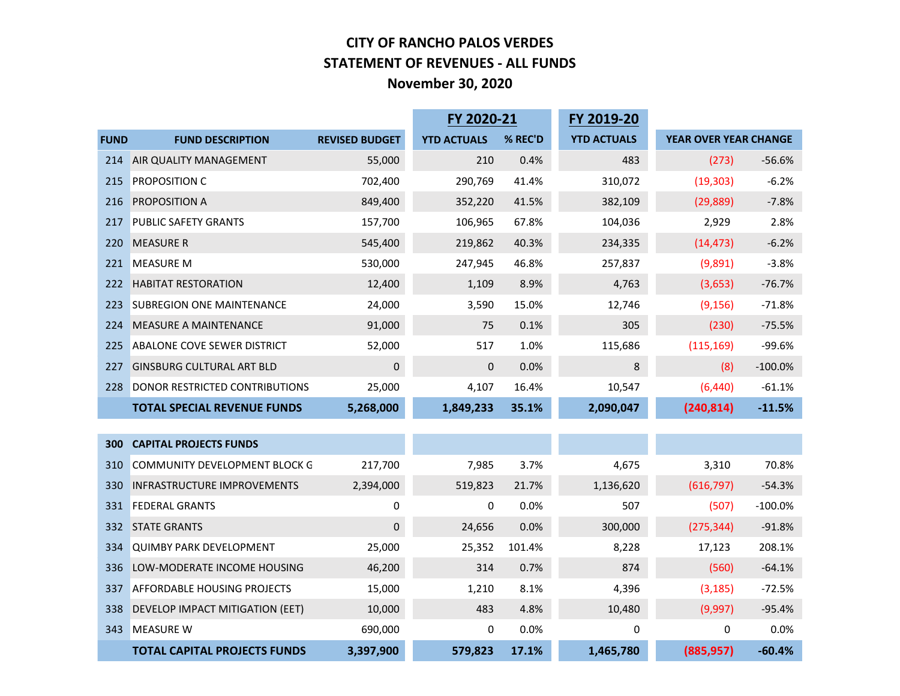# CITY OF RANCHO PALOS VERDES
## STATEMENT OF REVENUES - ALL FUNDS
### November 30, 2020

| | | | FY 2020-21 | | FY 2019-20 | | |
|---|---|---|---|---|---|---|---|
| **FUND** | **FUND DESCRIPTION** | **REVISED BUDGET** | **YTD ACTUALS** | **% REC'D** | **YTD ACTUALS** | **YEAR OVER YEAR CHANGE** | |
| 214 | AIR QUALITY MANAGEMENT | 55,000 | 210 | 0.4% | 483 | (273) | -56.6% |
| 215 | PROPOSITION C | 702,400 | 290,769 | 41.4% | 310,072 | (19,303) | -6.2% |
| 216 | PROPOSITION A | 849,400 | 352,220 | 41.5% | 382,109 | (29,889) | -7.8% |
| 217 | PUBLIC SAFETY GRANTS | 157,700 | 106,965 | 67.8% | 104,036 | 2,929 | 2.8% |
| 220 | MEASURE R | 545,400 | 219,862 | 40.3% | 234,335 | (14,473) | -6.2% |
| 221 | MEASURE M | 530,000 | 247,945 | 46.8% | 257,837 | (9,891) | -3.8% |
| 222 | HABITAT RESTORATION | 12,400 | 1,109 | 8.9% | 4,763 | (3,653) | -76.7% |
| 223 | SUBREGION ONE MAINTENANCE | 24,000 | 3,590 | 15.0% | 12,746 | (9,156) | -71.8% |
| 224 | MEASURE A MAINTENANCE | 91,000 | 75 | 0.1% | 305 | (230) | -75.5% |
| 225 | ABALONE COVE SEWER DISTRICT | 52,000 | 517 | 1.0% | 115,686 | (115,169) | -99.6% |
| 227 | GINSBURG CULTURAL ART BLD | 0 | 0 | 0.0% | 8 | (8) | -100.0% |
| 228 | DONOR RESTRICTED CONTRIBUTIONS | 25,000 | 4,107 | 16.4% | 10,547 | (6,440) | -61.1% |
| | **TOTAL SPECIAL REVENUE FUNDS** | **5,268,000** | **1,849,233** | **35.1%** | **2,090,047** | **(240,814)** | **-11.5%** |
| | | | | | | | |
| **300** | **CAPITAL PROJECTS FUNDS** | | | | | | |
| 310 | COMMUNITY DEVELOPMENT BLOCK G | 217,700 | 7,985 | 3.7% | 4,675 | 3,310 | 70.8% |
| 330 | INFRASTRUCTURE IMPROVEMENTS | 2,394,000 | 519,823 | 21.7% | 1,136,620 | (616,797) | -54.3% |
| 331 | FEDERAL GRANTS | 0 | 0 | 0.0% | 507 | (507) | -100.0% |
| 332 | STATE GRANTS | 0 | 24,656 | 0.0% | 300,000 | (275,344) | -91.8% |
| 334 | QUIMBY PARK DEVELOPMENT | 25,000 | 25,352 | 101.4% | 8,228 | 17,123 | 208.1% |
| 336 | LOW-MODERATE INCOME HOUSING | 46,200 | 314 | 0.7% | 874 | (560) | -64.1% |
| 337 | AFFORDABLE HOUSING PROJECTS | 15,000 | 1,210 | 8.1% | 4,396 | (3,185) | -72.5% |
| 338 | DEVELOP IMPACT MITIGATION (EET) | 10,000 | 483 | 4.8% | 10,480 | (9,997) | -95.4% |
| 343 | MEASURE W | 690,000 | 0 | 0.0% | 0 | 0 | 0.0% |
| | **TOTAL CAPITAL PROJECTS FUNDS** | **3,397,900** | **579,823** | **17.1%** | **1,465,780** | **(885,957)** | **-60.4%** |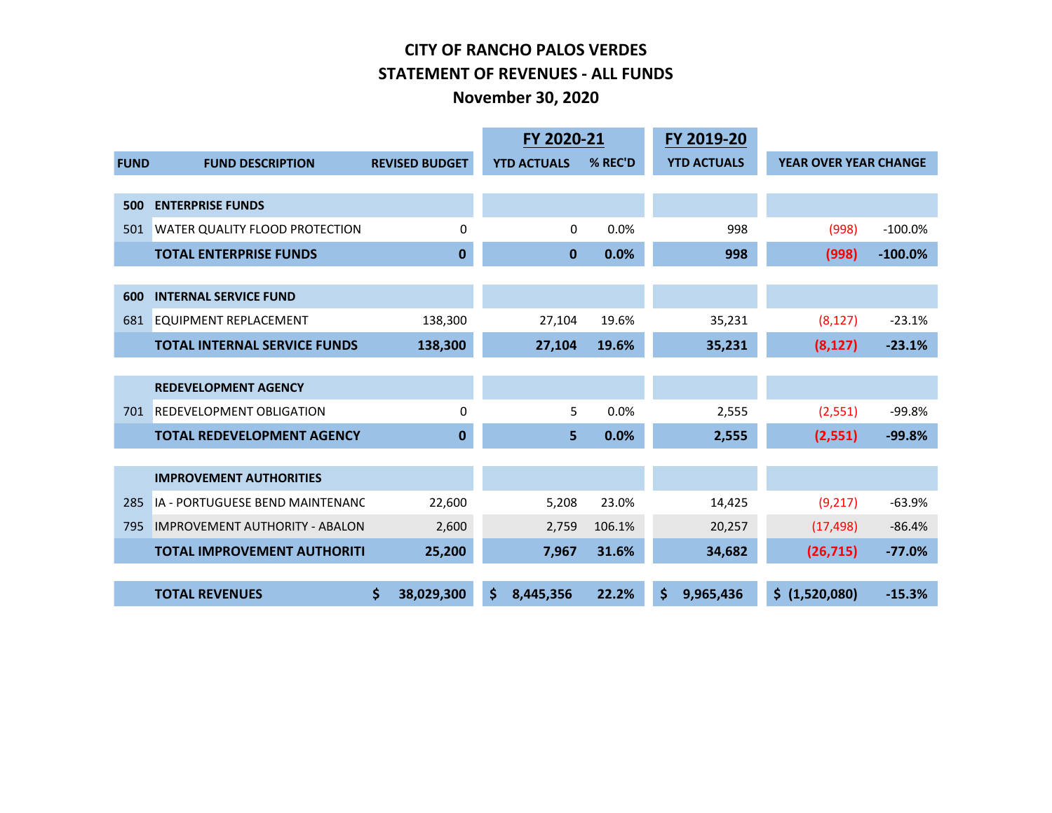# CITY OF RANCHO PALOS VERDES
## STATEMENT OF REVENUES - ALL FUNDS
### November 30, 2020

| | | | FY 2020-21 | | FY 2019-20 | | |
|---|---|---|---|---|---|---|---|
| **FUND** | **FUND DESCRIPTION** | **REVISED BUDGET** | **YTD ACTUALS** | **% REC'D** | **YTD ACTUALS** | **YEAR OVER YEAR CHANGE** | |
| **500** | **ENTERPRISE FUNDS** | | | | | | |
| 501 | WATER QUALITY FLOOD PROTECTION | 0 | 0 | 0.0% | 998 | (998) | -100.0% |
| | **TOTAL ENTERPRISE FUNDS** | **0** | **0** | **0.0%** | **998** | **(998)** | **-100.0%** |
| **600** | **INTERNAL SERVICE FUND** | | | | | | |
| 681 | EQUIPMENT REPLACEMENT | 138,300 | 27,104 | 19.6% | 35,231 | (8,127) | -23.1% |
| | **TOTAL INTERNAL SERVICE FUNDS** | **138,300** | **27,104** | **19.6%** | **35,231** | **(8,127)** | **-23.1%** |
| | **REDEVELOPMENT AGENCY** | | | | | | |
| 701 | REDEVELOPMENT OBLIGATION | 0 | 5 | 0.0% | 2,555 | (2,551) | -99.8% |
| | **TOTAL REDEVELOPMENT AGENCY** | **0** | **5** | **0.0%** | **2,555** | **(2,551)** | **-99.8%** |
| | **IMPROVEMENT AUTHORITIES** | | | | | | |
| 285 | IA - PORTUGUESE BEND MAINTENANC | 22,600 | 5,208 | 23.0% | 14,425 | (9,217) | -63.9% |
| 795 | IMPROVEMENT AUTHORITY - ABALON | 2,600 | 2,759 | 106.1% | 20,257 | (17,498) | -86.4% |
| | **TOTAL IMPROVEMENT AUTHORITI** | **25,200** | **7,967** | **31.6%** | **34,682** | **(26,715)** | **-77.0%** |
| | **TOTAL REVENUES** | **$ 38,029,300** | **$ 8,445,356** | **22.2%** | **$ 9,965,436** | **$ (1,520,080)** | **-15.3%** |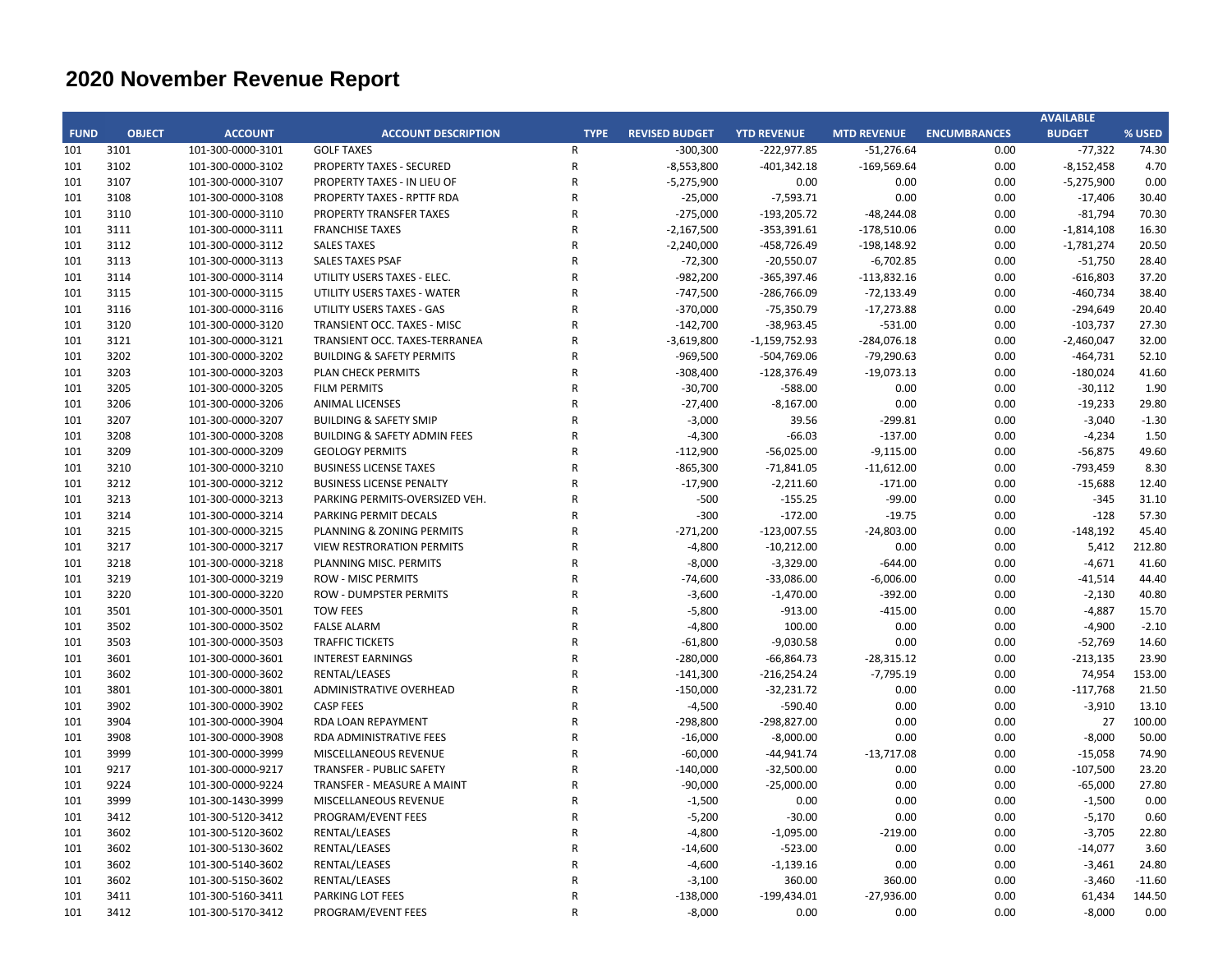# 2020 November Revenue Report

| FUND | OBJECT | ACCOUNT | ACCOUNT DESCRIPTION | TYPE | REVISED BUDGET | YTD REVENUE | MTD REVENUE | ENCUMBRANCES | AVAILABLE BUDGET | % USED |
|---|---|---|---|---|---|---|---|---|---|---|
| 101 | 3101 | 101-300-0000-3101 | GOLF TAXES | R | -300,300 | -222,977.85 | -51,276.64 | 0.00 | -77,322 | 74.30 |
| 101 | 3102 | 101-300-0000-3102 | PROPERTY TAXES - SECURED | R | -8,553,800 | -401,342.18 | -169,569.64 | 0.00 | -8,152,458 | 4.70 |
| 101 | 3107 | 101-300-0000-3107 | PROPERTY TAXES - IN LIEU OF | R | -5,275,900 | 0.00 | 0.00 | 0.00 | -5,275,900 | 0.00 |
| 101 | 3108 | 101-300-0000-3108 | PROPERTY TAXES - RPTTF RDA | R | -25,000 | -7,593.71 | 0.00 | 0.00 | -17,406 | 30.40 |
| 101 | 3110 | 101-300-0000-3110 | PROPERTY TRANSFER TAXES | R | -275,000 | -193,205.72 | -48,244.08 | 0.00 | -81,794 | 70.30 |
| 101 | 3111 | 101-300-0000-3111 | FRANCHISE TAXES | R | -2,167,500 | -353,391.61 | -178,510.06 | 0.00 | -1,814,108 | 16.30 |
| 101 | 3112 | 101-300-0000-3112 | SALES TAXES | R | -2,240,000 | -458,726.49 | -198,148.92 | 0.00 | -1,781,274 | 20.50 |
| 101 | 3113 | 101-300-0000-3113 | SALES TAXES PSAF | R | -72,300 | -20,550.07 | -6,702.85 | 0.00 | -51,750 | 28.40 |
| 101 | 3114 | 101-300-0000-3114 | UTILITY USERS TAXES - ELEC. | R | -982,200 | -365,397.46 | -113,832.16 | 0.00 | -616,803 | 37.20 |
| 101 | 3115 | 101-300-0000-3115 | UTILITY USERS TAXES - WATER | R | -747,500 | -286,766.09 | -72,133.49 | 0.00 | -460,734 | 38.40 |
| 101 | 3116 | 101-300-0000-3116 | UTILITY USERS TAXES - GAS | R | -370,000 | -75,350.79 | -17,273.88 | 0.00 | -294,649 | 20.40 |
| 101 | 3120 | 101-300-0000-3120 | TRANSIENT OCC. TAXES - MISC | R | -142,700 | -38,963.45 | -531.00 | 0.00 | -103,737 | 27.30 |
| 101 | 3121 | 101-300-0000-3121 | TRANSIENT OCC. TAXES-TERRANEA | R | -3,619,800 | -1,159,752.93 | -284,076.18 | 0.00 | -2,460,047 | 32.00 |
| 101 | 3202 | 101-300-0000-3202 | BUILDING & SAFETY PERMITS | R | -969,500 | -504,769.06 | -79,290.63 | 0.00 | -464,731 | 52.10 |
| 101 | 3203 | 101-300-0000-3203 | PLAN CHECK PERMITS | R | -308,400 | -128,376.49 | -19,073.13 | 0.00 | -180,024 | 41.60 |
| 101 | 3205 | 101-300-0000-3205 | FILM PERMITS | R | -30,700 | -588.00 | 0.00 | 0.00 | -30,112 | 1.90 |
| 101 | 3206 | 101-300-0000-3206 | ANIMAL LICENSES | R | -27,400 | -8,167.00 | 0.00 | 0.00 | -19,233 | 29.80 |
| 101 | 3207 | 101-300-0000-3207 | BUILDING & SAFETY SMIP | R | -3,000 | 39.56 | -299.81 | 0.00 | -3,040 | -1.30 |
| 101 | 3208 | 101-300-0000-3208 | BUILDING & SAFETY ADMIN FEES | R | -4,300 | -66.03 | -137.00 | 0.00 | -4,234 | 1.50 |
| 101 | 3209 | 101-300-0000-3209 | GEOLOGY PERMITS | R | -112,900 | -56,025.00 | -9,115.00 | 0.00 | -56,875 | 49.60 |
| 101 | 3210 | 101-300-0000-3210 | BUSINESS LICENSE TAXES | R | -865,300 | -71,841.05 | -11,612.00 | 0.00 | -793,459 | 8.30 |
| 101 | 3212 | 101-300-0000-3212 | BUSINESS LICENSE PENALTY | R | -17,900 | -2,211.60 | -171.00 | 0.00 | -15,688 | 12.40 |
| 101 | 3213 | 101-300-0000-3213 | PARKING PERMITS-OVERSIZED VEH. | R | -500 | -155.25 | -99.00 | 0.00 | -345 | 31.10 |
| 101 | 3214 | 101-300-0000-3214 | PARKING PERMIT DECALS | R | -300 | -172.00 | -19.75 | 0.00 | -128 | 57.30 |
| 101 | 3215 | 101-300-0000-3215 | PLANNING & ZONING PERMITS | R | -271,200 | -123,007.55 | -24,803.00 | 0.00 | -148,192 | 45.40 |
| 101 | 3217 | 101-300-0000-3217 | VIEW RESTRORATION PERMITS | R | -4,800 | -10,212.00 | 0.00 | 0.00 | 5,412 | 212.80 |
| 101 | 3218 | 101-300-0000-3218 | PLANNING MISC. PERMITS | R | -8,000 | -3,329.00 | -644.00 | 0.00 | -4,671 | 41.60 |
| 101 | 3219 | 101-300-0000-3219 | ROW - MISC PERMITS | R | -74,600 | -33,086.00 | -6,006.00 | 0.00 | -41,514 | 44.40 |
| 101 | 3220 | 101-300-0000-3220 | ROW - DUMPSTER PERMITS | R | -3,600 | -1,470.00 | -392.00 | 0.00 | -2,130 | 40.80 |
| 101 | 3501 | 101-300-0000-3501 | TOW FEES | R | -5,800 | -913.00 | -415.00 | 0.00 | -4,887 | 15.70 |
| 101 | 3502 | 101-300-0000-3502 | FALSE ALARM | R | -4,800 | 100.00 | 0.00 | 0.00 | -4,900 | -2.10 |
| 101 | 3503 | 101-300-0000-3503 | TRAFFIC TICKETS | R | -61,800 | -9,030.58 | 0.00 | 0.00 | -52,769 | 14.60 |
| 101 | 3601 | 101-300-0000-3601 | INTEREST EARNINGS | R | -280,000 | -66,864.73 | -28,315.12 | 0.00 | -213,135 | 23.90 |
| 101 | 3602 | 101-300-0000-3602 | RENTAL/LEASES | R | -141,300 | -216,254.24 | -7,795.19 | 0.00 | 74,954 | 153.00 |
| 101 | 3801 | 101-300-0000-3801 | ADMINISTRATIVE OVERHEAD | R | -150,000 | -32,231.72 | 0.00 | 0.00 | -117,768 | 21.50 |
| 101 | 3902 | 101-300-0000-3902 | CASP FEES | R | -4,500 | -590.40 | 0.00 | 0.00 | -3,910 | 13.10 |
| 101 | 3904 | 101-300-0000-3904 | RDA LOAN REPAYMENT | R | -298,800 | -298,827.00 | 0.00 | 0.00 | 27 | 100.00 |
| 101 | 3908 | 101-300-0000-3908 | RDA ADMINISTRATIVE FEES | R | -16,000 | -8,000.00 | 0.00 | 0.00 | -8,000 | 50.00 |
| 101 | 3999 | 101-300-0000-3999 | MISCELLANEOUS REVENUE | R | -60,000 | -44,941.74 | -13,717.08 | 0.00 | -15,058 | 74.90 |
| 101 | 9217 | 101-300-0000-9217 | TRANSFER - PUBLIC SAFETY | R | -140,000 | -32,500.00 | 0.00 | 0.00 | -107,500 | 23.20 |
| 101 | 9224 | 101-300-0000-9224 | TRANSFER - MEASURE A MAINT | R | -90,000 | -25,000.00 | 0.00 | 0.00 | -65,000 | 27.80 |
| 101 | 3999 | 101-300-1430-3999 | MISCELLANEOUS REVENUE | R | -1,500 | 0.00 | 0.00 | 0.00 | -1,500 | 0.00 |
| 101 | 3412 | 101-300-5120-3412 | PROGRAM/EVENT FEES | R | -5,200 | -30.00 | 0.00 | 0.00 | -5,170 | 0.60 |
| 101 | 3602 | 101-300-5120-3602 | RENTAL/LEASES | R | -4,800 | -1,095.00 | -219.00 | 0.00 | -3,705 | 22.80 |
| 101 | 3602 | 101-300-5130-3602 | RENTAL/LEASES | R | -14,600 | -523.00 | 0.00 | 0.00 | -14,077 | 3.60 |
| 101 | 3602 | 101-300-5140-3602 | RENTAL/LEASES | R | -4,600 | -1,139.16 | 0.00 | 0.00 | -3,461 | 24.80 |
| 101 | 3602 | 101-300-5150-3602 | RENTAL/LEASES | R | -3,100 | 360.00 | 360.00 | 0.00 | -3,460 | -11.60 |
| 101 | 3411 | 101-300-5160-3411 | PARKING LOT FEES | R | -138,000 | -199,434.01 | -27,936.00 | 0.00 | 61,434 | 144.50 |
| 101 | 3412 | 101-300-5170-3412 | PROGRAM/EVENT FEES | R | -8,000 | 0.00 | 0.00 | 0.00 | -8,000 | 0.00 |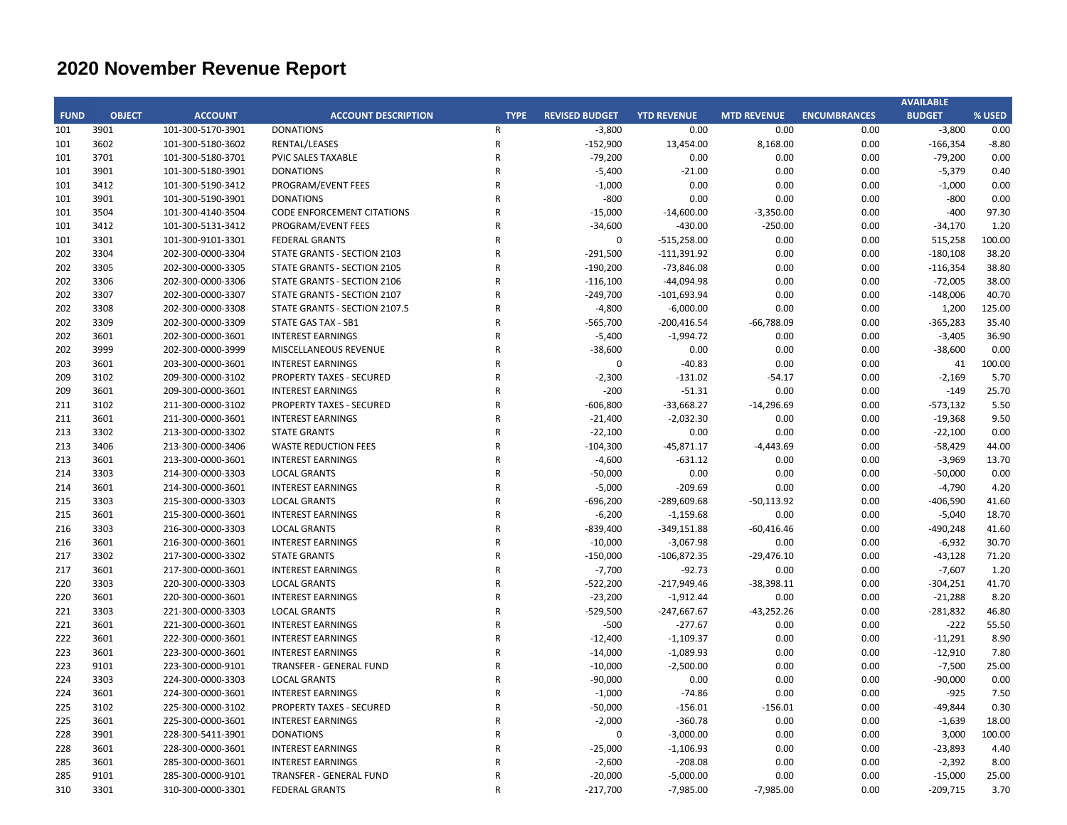# 2020 November Revenue Report

| FUND | OBJECT | ACCOUNT | ACCOUNT DESCRIPTION | TYPE | REVISED BUDGET | YTD REVENUE | MTD REVENUE | ENCUMBRANCES | AVAILABLE BUDGET | % USED |
|---|---|---|---|---|---|---|---|---|---|---|
| 101 | 3901 | 101-300-5170-3901 | DONATIONS | R | -3,800 | 0.00 | 0.00 | 0.00 | -3,800 | 0.00 |
| 101 | 3602 | 101-300-5180-3602 | RENTAL/LEASES | R | -152,900 | 13,454.00 | 8,168.00 | 0.00 | -166,354 | -8.80 |
| 101 | 3701 | 101-300-5180-3701 | PVIC SALES TAXABLE | R | -79,200 | 0.00 | 0.00 | 0.00 | -79,200 | 0.00 |
| 101 | 3901 | 101-300-5180-3901 | DONATIONS | R | -5,400 | -21.00 | 0.00 | 0.00 | -5,379 | 0.40 |
| 101 | 3412 | 101-300-5190-3412 | PROGRAM/EVENT FEES | R | -1,000 | 0.00 | 0.00 | 0.00 | -1,000 | 0.00 |
| 101 | 3901 | 101-300-5190-3901 | DONATIONS | R | -800 | 0.00 | 0.00 | 0.00 | -800 | 0.00 |
| 101 | 3504 | 101-300-4140-3504 | CODE ENFORCEMENT CITATIONS | R | -15,000 | -14,600.00 | -3,350.00 | 0.00 | -400 | 97.30 |
| 101 | 3412 | 101-300-5131-3412 | PROGRAM/EVENT FEES | R | -34,600 | -430.00 | -250.00 | 0.00 | -34,170 | 1.20 |
| 101 | 3301 | 101-300-9101-3301 | FEDERAL GRANTS | R | 0 | -515,258.00 | 0.00 | 0.00 | 515,258 | 100.00 |
| 202 | 3304 | 202-300-0000-3304 | STATE GRANTS - SECTION 2103 | R | -291,500 | -111,391.92 | 0.00 | 0.00 | -180,108 | 38.20 |
| 202 | 3305 | 202-300-0000-3305 | STATE GRANTS - SECTION 2105 | R | -190,200 | -73,846.08 | 0.00 | 0.00 | -116,354 | 38.80 |
| 202 | 3306 | 202-300-0000-3306 | STATE GRANTS - SECTION 2106 | R | -116,100 | -44,094.98 | 0.00 | 0.00 | -72,005 | 38.00 |
| 202 | 3307 | 202-300-0000-3307 | STATE GRANTS - SECTION 2107 | R | -249,700 | -101,693.94 | 0.00 | 0.00 | -148,006 | 40.70 |
| 202 | 3308 | 202-300-0000-3308 | STATE GRANTS - SECTION 2107.5 | R | -4,800 | -6,000.00 | 0.00 | 0.00 | 1,200 | 125.00 |
| 202 | 3309 | 202-300-0000-3309 | STATE GAS TAX - SB1 | R | -565,700 | -200,416.54 | -66,788.09 | 0.00 | -365,283 | 35.40 |
| 202 | 3601 | 202-300-0000-3601 | INTEREST EARNINGS | R | -5,400 | -1,994.72 | 0.00 | 0.00 | -3,405 | 36.90 |
| 202 | 3999 | 202-300-0000-3999 | MISCELLANEOUS REVENUE | R | -38,600 | 0.00 | 0.00 | 0.00 | -38,600 | 0.00 |
| 203 | 3601 | 203-300-0000-3601 | INTEREST EARNINGS | R | 0 | -40.83 | 0.00 | 0.00 | 41 | 100.00 |
| 209 | 3102 | 209-300-0000-3102 | PROPERTY TAXES - SECURED | R | -2,300 | -131.02 | -54.17 | 0.00 | -2,169 | 5.70 |
| 209 | 3601 | 209-300-0000-3601 | INTEREST EARNINGS | R | -200 | -51.31 | 0.00 | 0.00 | -149 | 25.70 |
| 211 | 3102 | 211-300-0000-3102 | PROPERTY TAXES - SECURED | R | -606,800 | -33,668.27 | -14,296.69 | 0.00 | -573,132 | 5.50 |
| 211 | 3601 | 211-300-0000-3601 | INTEREST EARNINGS | R | -21,400 | -2,032.30 | 0.00 | 0.00 | -19,368 | 9.50 |
| 213 | 3302 | 213-300-0000-3302 | STATE GRANTS | R | -22,100 | 0.00 | 0.00 | 0.00 | -22,100 | 0.00 |
| 213 | 3406 | 213-300-0000-3406 | WASTE REDUCTION FEES | R | -104,300 | -45,871.17 | -4,443.69 | 0.00 | -58,429 | 44.00 |
| 213 | 3601 | 213-300-0000-3601 | INTEREST EARNINGS | R | -4,600 | -631.12 | 0.00 | 0.00 | -3,969 | 13.70 |
| 214 | 3303 | 214-300-0000-3303 | LOCAL GRANTS | R | -50,000 | 0.00 | 0.00 | 0.00 | -50,000 | 0.00 |
| 214 | 3601 | 214-300-0000-3601 | INTEREST EARNINGS | R | -5,000 | -209.69 | 0.00 | 0.00 | -4,790 | 4.20 |
| 215 | 3303 | 215-300-0000-3303 | LOCAL GRANTS | R | -696,200 | -289,609.68 | -50,113.92 | 0.00 | -406,590 | 41.60 |
| 215 | 3601 | 215-300-0000-3601 | INTEREST EARNINGS | R | -6,200 | -1,159.68 | 0.00 | 0.00 | -5,040 | 18.70 |
| 216 | 3303 | 216-300-0000-3303 | LOCAL GRANTS | R | -839,400 | -349,151.88 | -60,416.46 | 0.00 | -490,248 | 41.60 |
| 216 | 3601 | 216-300-0000-3601 | INTEREST EARNINGS | R | -10,000 | -3,067.98 | 0.00 | 0.00 | -6,932 | 30.70 |
| 217 | 3302 | 217-300-0000-3302 | STATE GRANTS | R | -150,000 | -106,872.35 | -29,476.10 | 0.00 | -43,128 | 71.20 |
| 217 | 3601 | 217-300-0000-3601 | INTEREST EARNINGS | R | -7,700 | -92.73 | 0.00 | 0.00 | -7,607 | 1.20 |
| 220 | 3303 | 220-300-0000-3303 | LOCAL GRANTS | R | -522,200 | -217,949.46 | -38,398.11 | 0.00 | -304,251 | 41.70 |
| 220 | 3601 | 220-300-0000-3601 | INTEREST EARNINGS | R | -23,200 | -1,912.44 | 0.00 | 0.00 | -21,288 | 8.20 |
| 221 | 3303 | 221-300-0000-3303 | LOCAL GRANTS | R | -529,500 | -247,667.67 | -43,252.26 | 0.00 | -281,832 | 46.80 |
| 221 | 3601 | 221-300-0000-3601 | INTEREST EARNINGS | R | -500 | -277.67 | 0.00 | 0.00 | -222 | 55.50 |
| 222 | 3601 | 222-300-0000-3601 | INTEREST EARNINGS | R | -12,400 | -1,109.37 | 0.00 | 0.00 | -11,291 | 8.90 |
| 223 | 3601 | 223-300-0000-3601 | INTEREST EARNINGS | R | -14,000 | -1,089.93 | 0.00 | 0.00 | -12,910 | 7.80 |
| 223 | 9101 | 223-300-0000-9101 | TRANSFER - GENERAL FUND | R | -10,000 | -2,500.00 | 0.00 | 0.00 | -7,500 | 25.00 |
| 224 | 3303 | 224-300-0000-3303 | LOCAL GRANTS | R | -90,000 | 0.00 | 0.00 | 0.00 | -90,000 | 0.00 |
| 224 | 3601 | 224-300-0000-3601 | INTEREST EARNINGS | R | -1,000 | -74.86 | 0.00 | 0.00 | -925 | 7.50 |
| 225 | 3102 | 225-300-0000-3102 | PROPERTY TAXES - SECURED | R | -50,000 | -156.01 | -156.01 | 0.00 | -49,844 | 0.30 |
| 225 | 3601 | 225-300-0000-3601 | INTEREST EARNINGS | R | -2,000 | -360.78 | 0.00 | 0.00 | -1,639 | 18.00 |
| 228 | 3901 | 228-300-5411-3901 | DONATIONS | R | 0 | -3,000.00 | 0.00 | 0.00 | 3,000 | 100.00 |
| 228 | 3601 | 228-300-0000-3601 | INTEREST EARNINGS | R | -25,000 | -1,106.93 | 0.00 | 0.00 | -23,893 | 4.40 |
| 285 | 3601 | 285-300-0000-3601 | INTEREST EARNINGS | R | -2,600 | -208.08 | 0.00 | 0.00 | -2,392 | 8.00 |
| 285 | 9101 | 285-300-0000-9101 | TRANSFER - GENERAL FUND | R | -20,000 | -5,000.00 | 0.00 | 0.00 | -15,000 | 25.00 |
| 310 | 3301 | 310-300-0000-3301 | FEDERAL GRANTS | R | -217,700 | -7,985.00 | -7,985.00 | 0.00 | -209,715 | 3.70 |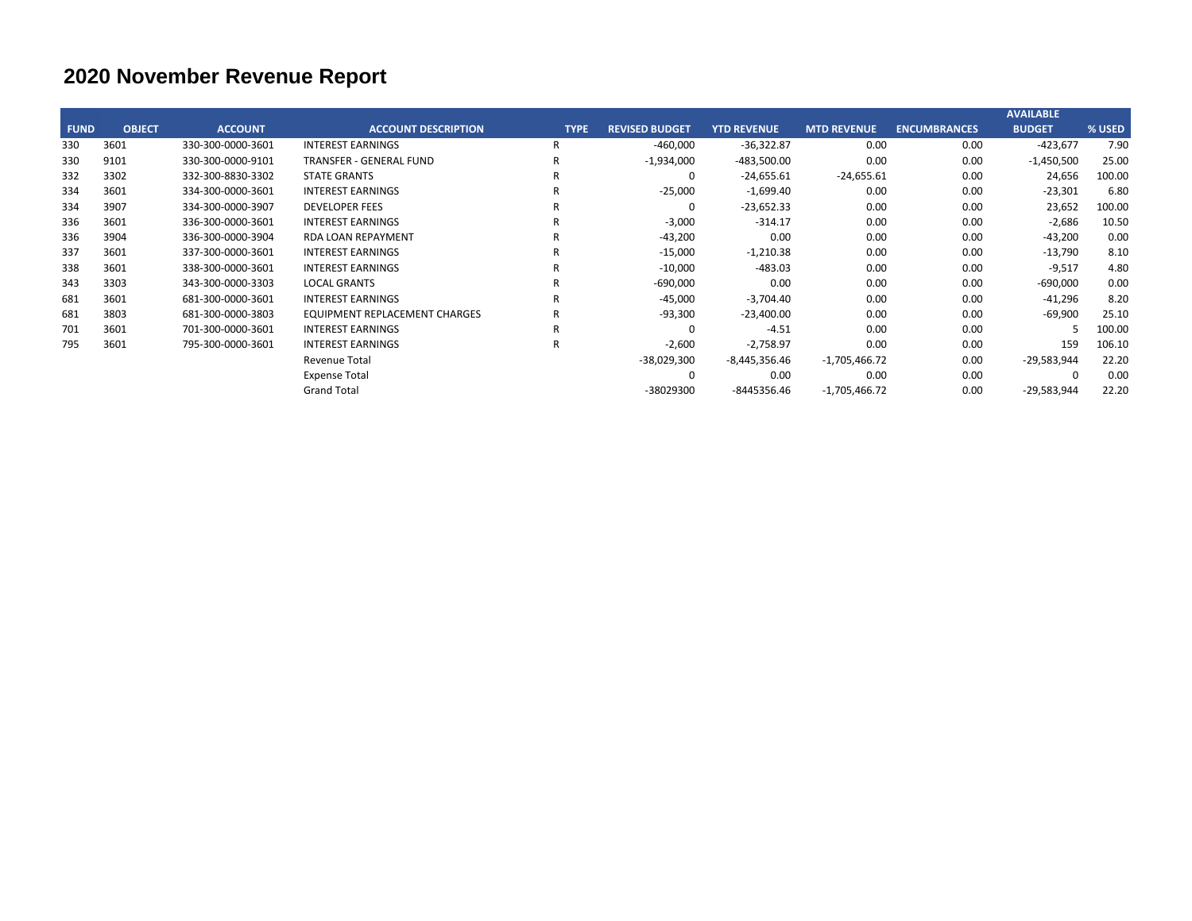# 2020 November Revenue Report

| FUND | OBJECT | ACCOUNT | ACCOUNT DESCRIPTION | TYPE | REVISED BUDGET | YTD REVENUE | MTD REVENUE | ENCUMBRANCES | AVAILABLE BUDGET | % USED |
|---|---|---|---|---|---|---|---|---|---|---|
| 330 | 3601 | 330-300-0000-3601 | INTEREST EARNINGS | R | -460,000 | -36,322.87 | 0.00 | 0.00 | -423,677 | 7.90 |
| 330 | 9101 | 330-300-0000-9101 | TRANSFER - GENERAL FUND | R | -1,934,000 | -483,500.00 | 0.00 | 0.00 | -1,450,500 | 25.00 |
| 332 | 3302 | 332-300-8830-3302 | STATE GRANTS | R | 0 | -24,655.61 | -24,655.61 | 0.00 | 24,656 | 100.00 |
| 334 | 3601 | 334-300-0000-3601 | INTEREST EARNINGS | R | -25,000 | -1,699.40 | 0.00 | 0.00 | -23,301 | 6.80 |
| 334 | 3907 | 334-300-0000-3907 | DEVELOPER FEES | R | 0 | -23,652.33 | 0.00 | 0.00 | 23,652 | 100.00 |
| 336 | 3601 | 336-300-0000-3601 | INTEREST EARNINGS | R | -3,000 | -314.17 | 0.00 | 0.00 | -2,686 | 10.50 |
| 336 | 3904 | 336-300-0000-3904 | RDA LOAN REPAYMENT | R | -43,200 | 0.00 | 0.00 | 0.00 | -43,200 | 0.00 |
| 337 | 3601 | 337-300-0000-3601 | INTEREST EARNINGS | R | -15,000 | -1,210.38 | 0.00 | 0.00 | -13,790 | 8.10 |
| 338 | 3601 | 338-300-0000-3601 | INTEREST EARNINGS | R | -10,000 | -483.03 | 0.00 | 0.00 | -9,517 | 4.80 |
| 343 | 3303 | 343-300-0000-3303 | LOCAL GRANTS | R | -690,000 | 0.00 | 0.00 | 0.00 | -690,000 | 0.00 |
| 681 | 3601 | 681-300-0000-3601 | INTEREST EARNINGS | R | -45,000 | -3,704.40 | 0.00 | 0.00 | -41,296 | 8.20 |
| 681 | 3803 | 681-300-0000-3803 | EQUIPMENT REPLACEMENT CHARGES | R | -93,300 | -23,400.00 | 0.00 | 0.00 | -69,900 | 25.10 |
| 701 | 3601 | 701-300-0000-3601 | INTEREST EARNINGS | R | 0 | -4.51 | 0.00 | 0.00 | 5 | 100.00 |
| 795 | 3601 | 795-300-0000-3601 | INTEREST EARNINGS | R | -2,600 | -2,758.97 | 0.00 | 0.00 | 159 | 106.10 |
| | | | Revenue Total | | -38,029,300 | -8,445,356.46 | -1,705,466.72 | 0.00 | -29,583,944 | 22.20 |
| | | | Expense Total | | 0 | 0.00 | 0.00 | 0.00 | 0 | 0.00 |
| | | | Grand Total | | -38029300 | -8445356.46 | -1,705,466.72 | 0.00 | -29,583,944 | 22.20 |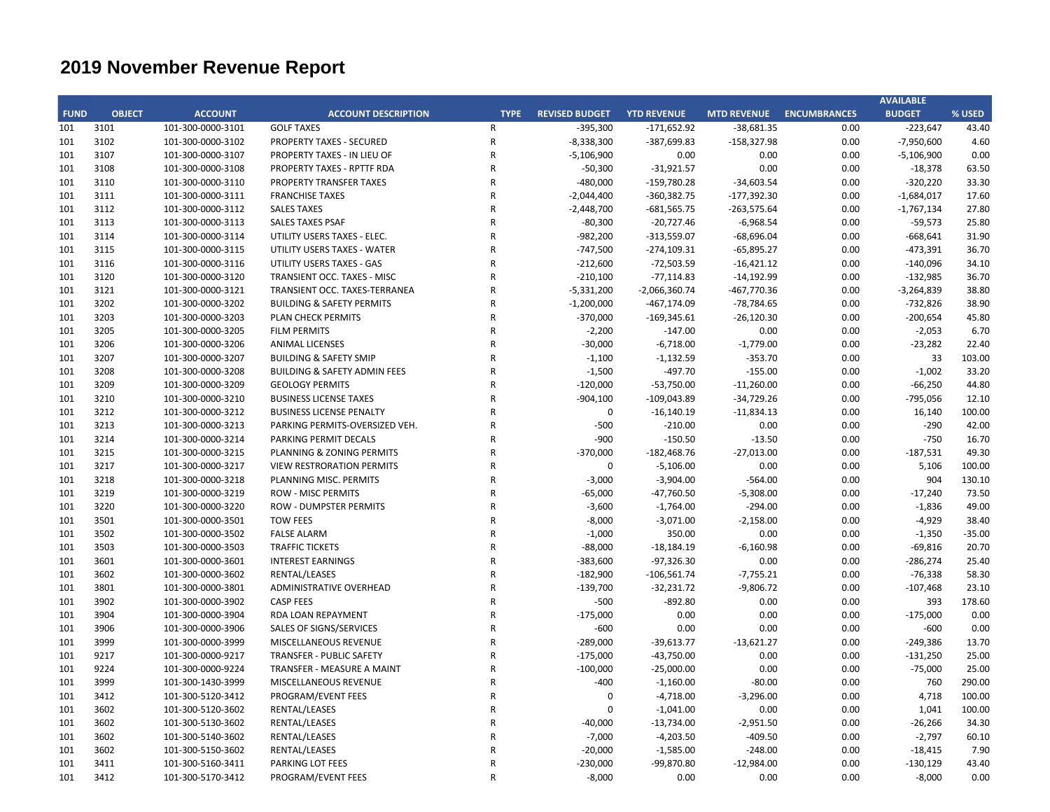# 2019 November Revenue Report

| FUND | OBJECT | ACCOUNT | ACCOUNT DESCRIPTION | TYPE | REVISED BUDGET | YTD REVENUE | MTD REVENUE | ENCUMBRANCES | AVAILABLE BUDGET | % USED |
|---|---|---|---|---|---|---|---|---|---|---|
| 101 | 3101 | 101-300-0000-3101 | GOLF TAXES | R | -395,300 | -171,652.92 | -38,681.35 | 0.00 | -223,647 | 43.40 |
| 101 | 3102 | 101-300-0000-3102 | PROPERTY TAXES - SECURED | R | -8,338,300 | -387,699.83 | -158,327.98 | 0.00 | -7,950,600 | 4.60 |
| 101 | 3107 | 101-300-0000-3107 | PROPERTY TAXES - IN LIEU OF | R | -5,106,900 | 0.00 | 0.00 | 0.00 | -5,106,900 | 0.00 |
| 101 | 3108 | 101-300-0000-3108 | PROPERTY TAXES - RPTTF RDA | R | -50,300 | -31,921.57 | 0.00 | 0.00 | -18,378 | 63.50 |
| 101 | 3110 | 101-300-0000-3110 | PROPERTY TRANSFER TAXES | R | -480,000 | -159,780.28 | -34,603.54 | 0.00 | -320,220 | 33.30 |
| 101 | 3111 | 101-300-0000-3111 | FRANCHISE TAXES | R | -2,044,400 | -360,382.75 | -177,392.30 | 0.00 | -1,684,017 | 17.60 |
| 101 | 3112 | 101-300-0000-3112 | SALES TAXES | R | -2,448,700 | -681,565.75 | -263,575.64 | 0.00 | -1,767,134 | 27.80 |
| 101 | 3113 | 101-300-0000-3113 | SALES TAXES PSAF | R | -80,300 | -20,727.46 | -6,968.54 | 0.00 | -59,573 | 25.80 |
| 101 | 3114 | 101-300-0000-3114 | UTILITY USERS TAXES - ELEC. | R | -982,200 | -313,559.07 | -68,696.04 | 0.00 | -668,641 | 31.90 |
| 101 | 3115 | 101-300-0000-3115 | UTILITY USERS TAXES - WATER | R | -747,500 | -274,109.31 | -65,895.27 | 0.00 | -473,391 | 36.70 |
| 101 | 3116 | 101-300-0000-3116 | UTILITY USERS TAXES - GAS | R | -212,600 | -72,503.59 | -16,421.12 | 0.00 | -140,096 | 34.10 |
| 101 | 3120 | 101-300-0000-3120 | TRANSIENT OCC. TAXES - MISC | R | -210,100 | -77,114.83 | -14,192.99 | 0.00 | -132,985 | 36.70 |
| 101 | 3121 | 101-300-0000-3121 | TRANSIENT OCC. TAXES-TERRANEA | R | -5,331,200 | -2,066,360.74 | -467,770.36 | 0.00 | -3,264,839 | 38.80 |
| 101 | 3202 | 101-300-0000-3202 | BUILDING & SAFETY PERMITS | R | -1,200,000 | -467,174.09 | -78,784.65 | 0.00 | -732,826 | 38.90 |
| 101 | 3203 | 101-300-0000-3203 | PLAN CHECK PERMITS | R | -370,000 | -169,345.61 | -26,120.30 | 0.00 | -200,654 | 45.80 |
| 101 | 3205 | 101-300-0000-3205 | FILM PERMITS | R | -2,200 | -147.00 | 0.00 | 0.00 | -2,053 | 6.70 |
| 101 | 3206 | 101-300-0000-3206 | ANIMAL LICENSES | R | -30,000 | -6,718.00 | -1,779.00 | 0.00 | -23,282 | 22.40 |
| 101 | 3207 | 101-300-0000-3207 | BUILDING & SAFETY SMIP | R | -1,100 | -1,132.59 | -353.70 | 0.00 | 33 | 103.00 |
| 101 | 3208 | 101-300-0000-3208 | BUILDING & SAFETY ADMIN FEES | R | -1,500 | -497.70 | -155.00 | 0.00 | -1,002 | 33.20 |
| 101 | 3209 | 101-300-0000-3209 | GEOLOGY PERMITS | R | -120,000 | -53,750.00 | -11,260.00 | 0.00 | -66,250 | 44.80 |
| 101 | 3210 | 101-300-0000-3210 | BUSINESS LICENSE TAXES | R | -904,100 | -109,043.89 | -34,729.26 | 0.00 | -795,056 | 12.10 |
| 101 | 3212 | 101-300-0000-3212 | BUSINESS LICENSE PENALTY | R | 0 | -16,140.19 | -11,834.13 | 0.00 | 16,140 | 100.00 |
| 101 | 3213 | 101-300-0000-3213 | PARKING PERMITS-OVERSIZED VEH. | R | -500 | -210.00 | 0.00 | 0.00 | -290 | 42.00 |
| 101 | 3214 | 101-300-0000-3214 | PARKING PERMIT DECALS | R | -900 | -150.50 | -13.50 | 0.00 | -750 | 16.70 |
| 101 | 3215 | 101-300-0000-3215 | PLANNING & ZONING PERMITS | R | -370,000 | -182,468.76 | -27,013.00 | 0.00 | -187,531 | 49.30 |
| 101 | 3217 | 101-300-0000-3217 | VIEW RESTRORATION PERMITS | R | 0 | -5,106.00 | 0.00 | 0.00 | 5,106 | 100.00 |
| 101 | 3218 | 101-300-0000-3218 | PLANNING MISC. PERMITS | R | -3,000 | -3,904.00 | -564.00 | 0.00 | 904 | 130.10 |
| 101 | 3219 | 101-300-0000-3219 | ROW - MISC PERMITS | R | -65,000 | -47,760.50 | -5,308.00 | 0.00 | -17,240 | 73.50 |
| 101 | 3220 | 101-300-0000-3220 | ROW - DUMPSTER PERMITS | R | -3,600 | -1,764.00 | -294.00 | 0.00 | -1,836 | 49.00 |
| 101 | 3501 | 101-300-0000-3501 | TOW FEES | R | -8,000 | -3,071.00 | -2,158.00 | 0.00 | -4,929 | 38.40 |
| 101 | 3502 | 101-300-0000-3502 | FALSE ALARM | R | -1,000 | 350.00 | 0.00 | 0.00 | -1,350 | -35.00 |
| 101 | 3503 | 101-300-0000-3503 | TRAFFIC TICKETS | R | -88,000 | -18,184.19 | -6,160.98 | 0.00 | -69,816 | 20.70 |
| 101 | 3601 | 101-300-0000-3601 | INTEREST EARNINGS | R | -383,600 | -97,326.30 | 0.00 | 0.00 | -286,274 | 25.40 |
| 101 | 3602 | 101-300-0000-3602 | RENTAL/LEASES | R | -182,900 | -106,561.74 | -7,755.21 | 0.00 | -76,338 | 58.30 |
| 101 | 3801 | 101-300-0000-3801 | ADMINISTRATIVE OVERHEAD | R | -139,700 | -32,231.72 | -9,806.72 | 0.00 | -107,468 | 23.10 |
| 101 | 3902 | 101-300-0000-3902 | CASP FEES | R | -500 | -892.80 | 0.00 | 0.00 | 393 | 178.60 |
| 101 | 3904 | 101-300-0000-3904 | RDA LOAN REPAYMENT | R | -175,000 | 0.00 | 0.00 | 0.00 | -175,000 | 0.00 |
| 101 | 3906 | 101-300-0000-3906 | SALES OF SIGNS/SERVICES | R | -600 | 0.00 | 0.00 | 0.00 | -600 | 0.00 |
| 101 | 3999 | 101-300-0000-3999 | MISCELLANEOUS REVENUE | R | -289,000 | -39,613.77 | -13,621.27 | 0.00 | -249,386 | 13.70 |
| 101 | 9217 | 101-300-0000-9217 | TRANSFER - PUBLIC SAFETY | R | -175,000 | -43,750.00 | 0.00 | 0.00 | -131,250 | 25.00 |
| 101 | 9224 | 101-300-0000-9224 | TRANSFER - MEASURE A MAINT | R | -100,000 | -25,000.00 | 0.00 | 0.00 | -75,000 | 25.00 |
| 101 | 3999 | 101-300-1430-3999 | MISCELLANEOUS REVENUE | R | -400 | -1,160.00 | -80.00 | 0.00 | 760 | 290.00 |
| 101 | 3412 | 101-300-5120-3412 | PROGRAM/EVENT FEES | R | 0 | -4,718.00 | -3,296.00 | 0.00 | 4,718 | 100.00 |
| 101 | 3602 | 101-300-5120-3602 | RENTAL/LEASES | R | 0 | -1,041.00 | 0.00 | 0.00 | 1,041 | 100.00 |
| 101 | 3602 | 101-300-5130-3602 | RENTAL/LEASES | R | -40,000 | -13,734.00 | -2,951.50 | 0.00 | -26,266 | 34.30 |
| 101 | 3602 | 101-300-5140-3602 | RENTAL/LEASES | R | -7,000 | -4,203.50 | -409.50 | 0.00 | -2,797 | 60.10 |
| 101 | 3602 | 101-300-5150-3602 | RENTAL/LEASES | R | -20,000 | -1,585.00 | -248.00 | 0.00 | -18,415 | 7.90 |
| 101 | 3411 | 101-300-5160-3411 | PARKING LOT FEES | R | -230,000 | -99,870.80 | -12,984.00 | 0.00 | -130,129 | 43.40 |
| 101 | 3412 | 101-300-5170-3412 | PROGRAM/EVENT FEES | R | -8,000 | 0.00 | 0.00 | 0.00 | -8,000 | 0.00 |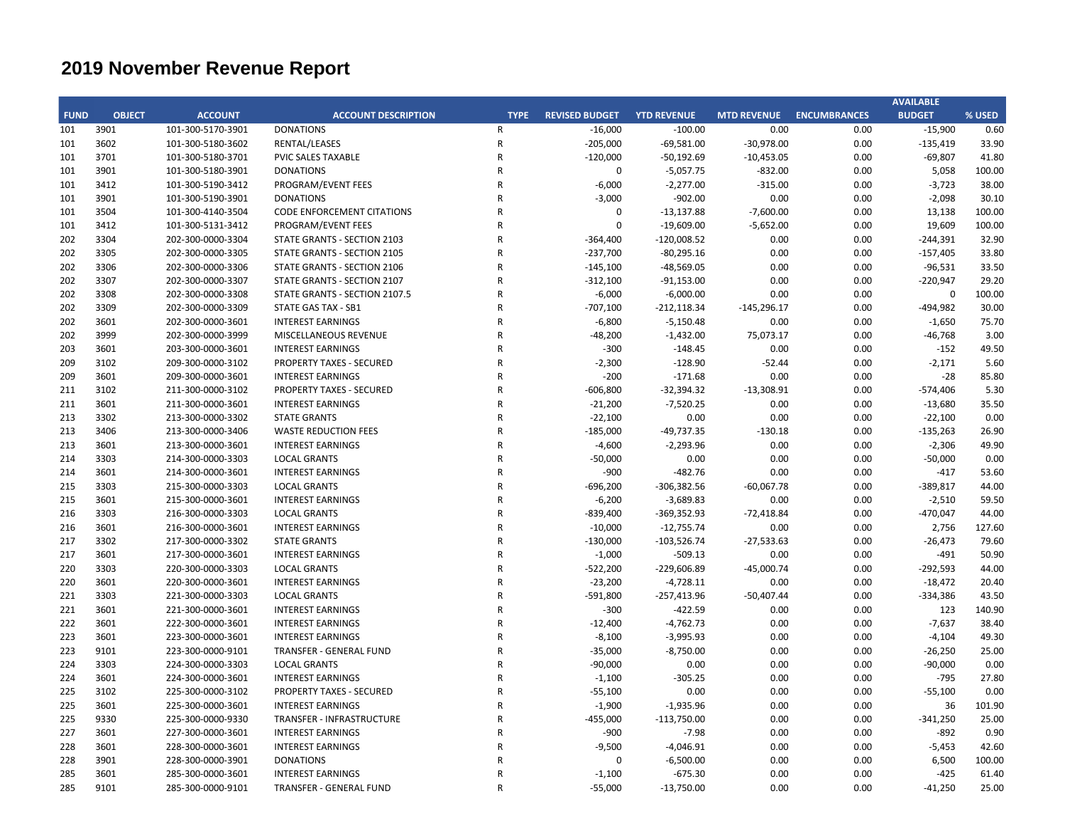# 2019 November Revenue Report

| FUND | OBJECT | ACCOUNT | ACCOUNT DESCRIPTION | TYPE | REVISED BUDGET | YTD REVENUE | MTD REVENUE | ENCUMBRANCES | AVAILABLE BUDGET | % USED |
|---|---|---|---|---|---|---|---|---|---|---|
| 101 | 3901 | 101-300-5170-3901 | DONATIONS | R | -16,000 | -100.00 | 0.00 | 0.00 | -15,900 | 0.60 |
| 101 | 3602 | 101-300-5180-3602 | RENTAL/LEASES | R | -205,000 | -69,581.00 | -30,978.00 | 0.00 | -135,419 | 33.90 |
| 101 | 3701 | 101-300-5180-3701 | PVIC SALES TAXABLE | R | -120,000 | -50,192.69 | -10,453.05 | 0.00 | -69,807 | 41.80 |
| 101 | 3901 | 101-300-5180-3901 | DONATIONS | R | 0 | -5,057.75 | -832.00 | 0.00 | 5,058 | 100.00 |
| 101 | 3412 | 101-300-5190-3412 | PROGRAM/EVENT FEES | R | -6,000 | -2,277.00 | -315.00 | 0.00 | -3,723 | 38.00 |
| 101 | 3901 | 101-300-5190-3901 | DONATIONS | R | -3,000 | -902.00 | 0.00 | 0.00 | -2,098 | 30.10 |
| 101 | 3504 | 101-300-4140-3504 | CODE ENFORCEMENT CITATIONS | R | 0 | -13,137.88 | -7,600.00 | 0.00 | 13,138 | 100.00 |
| 101 | 3412 | 101-300-5131-3412 | PROGRAM/EVENT FEES | R | 0 | -19,609.00 | -5,652.00 | 0.00 | 19,609 | 100.00 |
| 202 | 3304 | 202-300-0000-3304 | STATE GRANTS - SECTION 2103 | R | -364,400 | -120,008.52 | 0.00 | 0.00 | -244,391 | 32.90 |
| 202 | 3305 | 202-300-0000-3305 | STATE GRANTS - SECTION 2105 | R | -237,700 | -80,295.16 | 0.00 | 0.00 | -157,405 | 33.80 |
| 202 | 3306 | 202-300-0000-3306 | STATE GRANTS - SECTION 2106 | R | -145,100 | -48,569.05 | 0.00 | 0.00 | -96,531 | 33.50 |
| 202 | 3307 | 202-300-0000-3307 | STATE GRANTS - SECTION 2107 | R | -312,100 | -91,153.00 | 0.00 | 0.00 | -220,947 | 29.20 |
| 202 | 3308 | 202-300-0000-3308 | STATE GRANTS - SECTION 2107.5 | R | -6,000 | -6,000.00 | 0.00 | 0.00 | 0 | 100.00 |
| 202 | 3309 | 202-300-0000-3309 | STATE GAS TAX - SB1 | R | -707,100 | -212,118.34 | -145,296.17 | 0.00 | -494,982 | 30.00 |
| 202 | 3601 | 202-300-0000-3601 | INTEREST EARNINGS | R | -6,800 | -5,150.48 | 0.00 | 0.00 | -1,650 | 75.70 |
| 202 | 3999 | 202-300-0000-3999 | MISCELLANEOUS REVENUE | R | -48,200 | -1,432.00 | 75,073.17 | 0.00 | -46,768 | 3.00 |
| 203 | 3601 | 203-300-0000-3601 | INTEREST EARNINGS | R | -300 | -148.45 | 0.00 | 0.00 | -152 | 49.50 |
| 209 | 3102 | 209-300-0000-3102 | PROPERTY TAXES - SECURED | R | -2,300 | -128.90 | -52.44 | 0.00 | -2,171 | 5.60 |
| 209 | 3601 | 209-300-0000-3601 | INTEREST EARNINGS | R | -200 | -171.68 | 0.00 | 0.00 | -28 | 85.80 |
| 211 | 3102 | 211-300-0000-3102 | PROPERTY TAXES - SECURED | R | -606,800 | -32,394.32 | -13,308.91 | 0.00 | -574,406 | 5.30 |
| 211 | 3601 | 211-300-0000-3601 | INTEREST EARNINGS | R | -21,200 | -7,520.25 | 0.00 | 0.00 | -13,680 | 35.50 |
| 213 | 3302 | 213-300-0000-3302 | STATE GRANTS | R | -22,100 | 0.00 | 0.00 | 0.00 | -22,100 | 0.00 |
| 213 | 3406 | 213-300-0000-3406 | WASTE REDUCTION FEES | R | -185,000 | -49,737.35 | -130.18 | 0.00 | -135,263 | 26.90 |
| 213 | 3601 | 213-300-0000-3601 | INTEREST EARNINGS | R | -4,600 | -2,293.96 | 0.00 | 0.00 | -2,306 | 49.90 |
| 214 | 3303 | 214-300-0000-3303 | LOCAL GRANTS | R | -50,000 | 0.00 | 0.00 | 0.00 | -50,000 | 0.00 |
| 214 | 3601 | 214-300-0000-3601 | INTEREST EARNINGS | R | -900 | -482.76 | 0.00 | 0.00 | -417 | 53.60 |
| 215 | 3303 | 215-300-0000-3303 | LOCAL GRANTS | R | -696,200 | -306,382.56 | -60,067.78 | 0.00 | -389,817 | 44.00 |
| 215 | 3601 | 215-300-0000-3601 | INTEREST EARNINGS | R | -6,200 | -3,689.83 | 0.00 | 0.00 | -2,510 | 59.50 |
| 216 | 3303 | 216-300-0000-3303 | LOCAL GRANTS | R | -839,400 | -369,352.93 | -72,418.84 | 0.00 | -470,047 | 44.00 |
| 216 | 3601 | 216-300-0000-3601 | INTEREST EARNINGS | R | -10,000 | -12,755.74 | 0.00 | 0.00 | 2,756 | 127.60 |
| 217 | 3302 | 217-300-0000-3302 | STATE GRANTS | R | -130,000 | -103,526.74 | -27,533.63 | 0.00 | -26,473 | 79.60 |
| 217 | 3601 | 217-300-0000-3601 | INTEREST EARNINGS | R | -1,000 | -509.13 | 0.00 | 0.00 | -491 | 50.90 |
| 220 | 3303 | 220-300-0000-3303 | LOCAL GRANTS | R | -522,200 | -229,606.89 | -45,000.74 | 0.00 | -292,593 | 44.00 |
| 220 | 3601 | 220-300-0000-3601 | INTEREST EARNINGS | R | -23,200 | -4,728.11 | 0.00 | 0.00 | -18,472 | 20.40 |
| 221 | 3303 | 221-300-0000-3303 | LOCAL GRANTS | R | -591,800 | -257,413.96 | -50,407.44 | 0.00 | -334,386 | 43.50 |
| 221 | 3601 | 221-300-0000-3601 | INTEREST EARNINGS | R | -300 | -422.59 | 0.00 | 0.00 | 123 | 140.90 |
| 222 | 3601 | 222-300-0000-3601 | INTEREST EARNINGS | R | -12,400 | -4,762.73 | 0.00 | 0.00 | -7,637 | 38.40 |
| 223 | 3601 | 223-300-0000-3601 | INTEREST EARNINGS | R | -8,100 | -3,995.93 | 0.00 | 0.00 | -4,104 | 49.30 |
| 223 | 9101 | 223-300-0000-9101 | TRANSFER - GENERAL FUND | R | -35,000 | -8,750.00 | 0.00 | 0.00 | -26,250 | 25.00 |
| 224 | 3303 | 224-300-0000-3303 | LOCAL GRANTS | R | -90,000 | 0.00 | 0.00 | 0.00 | -90,000 | 0.00 |
| 224 | 3601 | 224-300-0000-3601 | INTEREST EARNINGS | R | -1,100 | -305.25 | 0.00 | 0.00 | -795 | 27.80 |
| 225 | 3102 | 225-300-0000-3102 | PROPERTY TAXES - SECURED | R | -55,100 | 0.00 | 0.00 | 0.00 | -55,100 | 0.00 |
| 225 | 3601 | 225-300-0000-3601 | INTEREST EARNINGS | R | -1,900 | -1,935.96 | 0.00 | 0.00 | 36 | 101.90 |
| 225 | 9330 | 225-300-0000-9330 | TRANSFER - INFRASTRUCTURE | R | -455,000 | -113,750.00 | 0.00 | 0.00 | -341,250 | 25.00 |
| 227 | 3601 | 227-300-0000-3601 | INTEREST EARNINGS | R | -900 | -7.98 | 0.00 | 0.00 | -892 | 0.90 |
| 228 | 3601 | 228-300-0000-3601 | INTEREST EARNINGS | R | -9,500 | -4,046.91 | 0.00 | 0.00 | -5,453 | 42.60 |
| 228 | 3901 | 228-300-0000-3901 | DONATIONS | R | 0 | -6,500.00 | 0.00 | 0.00 | 6,500 | 100.00 |
| 285 | 3601 | 285-300-0000-3601 | INTEREST EARNINGS | R | -1,100 | -675.30 | 0.00 | 0.00 | -425 | 61.40 |
| 285 | 9101 | 285-300-0000-9101 | TRANSFER - GENERAL FUND | R | -55,000 | -13,750.00 | 0.00 | 0.00 | -41,250 | 25.00 |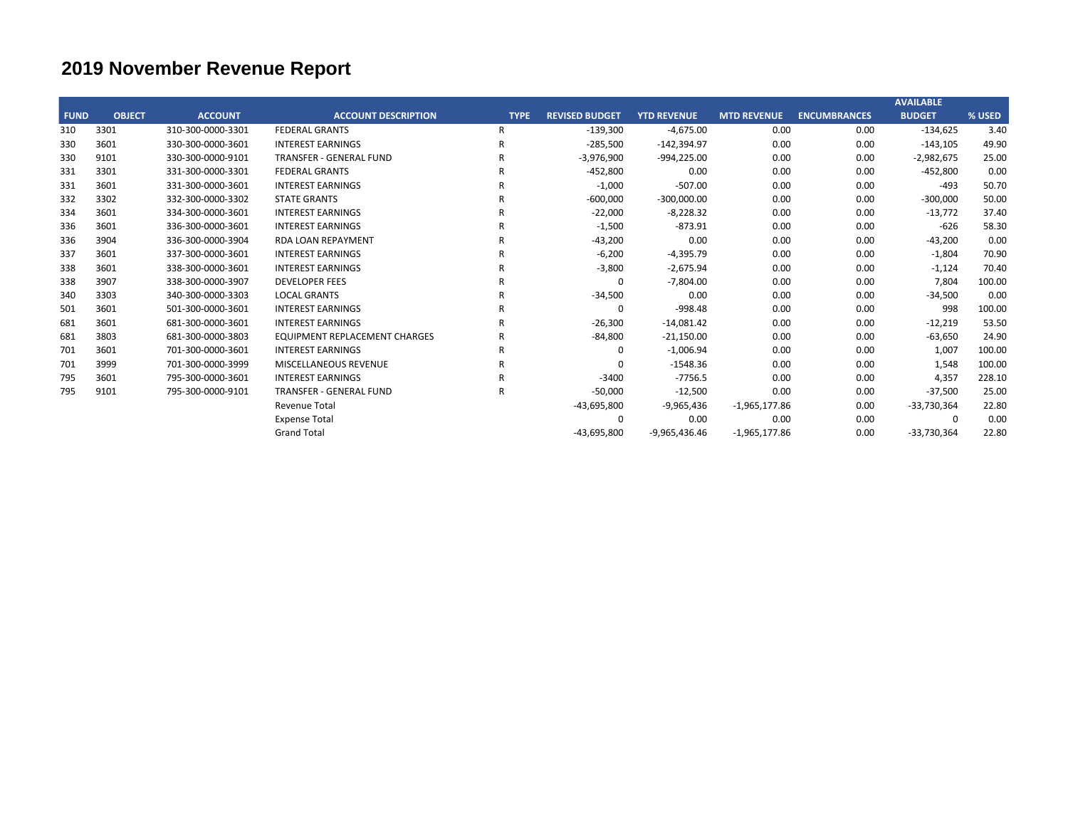# 2019 November Revenue Report

| FUND | OBJECT | ACCOUNT | ACCOUNT DESCRIPTION | TYPE | REVISED BUDGET | YTD REVENUE | MTD REVENUE | ENCUMBRANCES | AVAILABLE BUDGET | % USED |
|---|---|---|---|---|---|---|---|---|---|---|
| 310 | 3301 | 310-300-0000-3301 | FEDERAL GRANTS | R | -139,300 | -4,675.00 | 0.00 | 0.00 | -134,625 | 3.40 |
| 330 | 3601 | 330-300-0000-3601 | INTEREST EARNINGS | R | -285,500 | -142,394.97 | 0.00 | 0.00 | -143,105 | 49.90 |
| 330 | 9101 | 330-300-0000-9101 | TRANSFER - GENERAL FUND | R | -3,976,900 | -994,225.00 | 0.00 | 0.00 | -2,982,675 | 25.00 |
| 331 | 3301 | 331-300-0000-3301 | FEDERAL GRANTS | R | -452,800 | 0.00 | 0.00 | 0.00 | -452,800 | 0.00 |
| 331 | 3601 | 331-300-0000-3601 | INTEREST EARNINGS | R | -1,000 | -507.00 | 0.00 | 0.00 | -493 | 50.70 |
| 332 | 3302 | 332-300-0000-3302 | STATE GRANTS | R | -600,000 | -300,000.00 | 0.00 | 0.00 | -300,000 | 50.00 |
| 334 | 3601 | 334-300-0000-3601 | INTEREST EARNINGS | R | -22,000 | -8,228.32 | 0.00 | 0.00 | -13,772 | 37.40 |
| 336 | 3601 | 336-300-0000-3601 | INTEREST EARNINGS | R | -1,500 | -873.91 | 0.00 | 0.00 | -626 | 58.30 |
| 336 | 3904 | 336-300-0000-3904 | RDA LOAN REPAYMENT | R | -43,200 | 0.00 | 0.00 | 0.00 | -43,200 | 0.00 |
| 337 | 3601 | 337-300-0000-3601 | INTEREST EARNINGS | R | -6,200 | -4,395.79 | 0.00 | 0.00 | -1,804 | 70.90 |
| 338 | 3601 | 338-300-0000-3601 | INTEREST EARNINGS | R | -3,800 | -2,675.94 | 0.00 | 0.00 | -1,124 | 70.40 |
| 338 | 3907 | 338-300-0000-3907 | DEVELOPER FEES | R | 0 | -7,804.00 | 0.00 | 0.00 | 7,804 | 100.00 |
| 340 | 3303 | 340-300-0000-3303 | LOCAL GRANTS | R | -34,500 | 0.00 | 0.00 | 0.00 | -34,500 | 0.00 |
| 501 | 3601 | 501-300-0000-3601 | INTEREST EARNINGS | R | 0 | -998.48 | 0.00 | 0.00 | 998 | 100.00 |
| 681 | 3601 | 681-300-0000-3601 | INTEREST EARNINGS | R | -26,300 | -14,081.42 | 0.00 | 0.00 | -12,219 | 53.50 |
| 681 | 3803 | 681-300-0000-3803 | EQUIPMENT REPLACEMENT CHARGES | R | -84,800 | -21,150.00 | 0.00 | 0.00 | -63,650 | 24.90 |
| 701 | 3601 | 701-300-0000-3601 | INTEREST EARNINGS | R | 0 | -1,006.94 | 0.00 | 0.00 | 1,007 | 100.00 |
| 701 | 3999 | 701-300-0000-3999 | MISCELLANEOUS REVENUE | R | 0 | -1548.36 | 0.00 | 0.00 | 1,548 | 100.00 |
| 795 | 3601 | 795-300-0000-3601 | INTEREST EARNINGS | R | -3400 | -7756.5 | 0.00 | 0.00 | 4,357 | 228.10 |
| 795 | 9101 | 795-300-0000-9101 | TRANSFER - GENERAL FUND | R | -50,000 | -12,500 | 0.00 | 0.00 | -37,500 | 25.00 |
| | | | Revenue Total | | -43,695,800 | -9,965,436 | -1,965,177.86 | 0.00 | -33,730,364 | 22.80 |
| | | | Expense Total | | 0 | 0.00 | 0.00 | 0.00 | 0 | 0.00 |
| | | | Grand Total | | -43,695,800 | -9,965,436.46 | -1,965,177.86 | 0.00 | -33,730,364 | 22.80 |